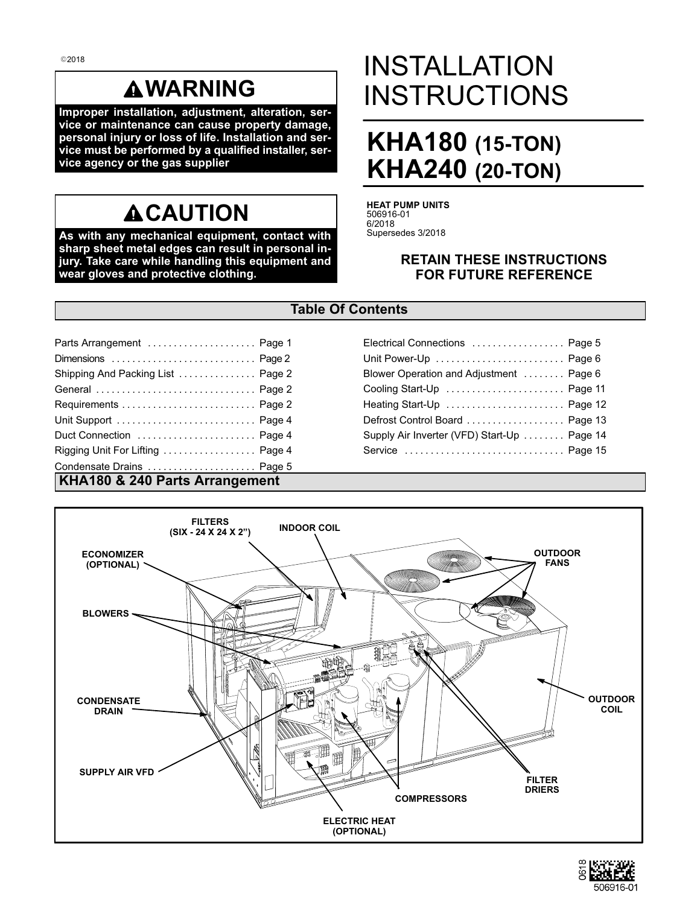©2018

## ⚠WARNING

**Improper installation, adjustment, alteration, service or maintenance can cause property damage, personal injury or loss of life. Installation and service must be performed by a qualified installer, service agency or the gas supplier**

## ⚠CAUTION

**As with any mechanical equipment, contact with sharp sheet metal edges can result in personal injury. Take care while handling this equipment and wear gloves and protective clothing.**

# INSTALLATION INSTRUCTIONS

# KHA180 (15-TON) KHA240 (20-TON)

**HEAT PUMP UNITS**
506916-01
6/2018
Supersedes 3/2018

**RETAIN THESE INSTRUCTIONS FOR FUTURE REFERENCE**

## Table Of Contents

| | |
|---|---|
| Parts Arrangement | Page 1 |
| Dimensions | Page 2 |
| Shipping And Packing List | Page 2 |
| General | Page 2 |
| Requirements | Page 2 |
| Unit Support | Page 4 |
| Duct Connection | Page 4 |
| Rigging Unit For Lifting | Page 4 |
| Condensate Drains | Page 5 |
| Electrical Connections | Page 5 |
| Unit Power-Up | Page 6 |
| Blower Operation and Adjustment | Page 6 |
| Cooling Start-Up | Page 11 |
| Heating Start-Up | Page 12 |
| Defrost Control Board | Page 13 |
| Supply Air Inverter (VFD) Start-Up | Page 14 |
| Service | Page 15 |

## KHA180 & 240 Parts Arrangement

FILTERS (SIX - 24 X 24 X 2")
INDOOR COIL
ECONOMIZER (OPTIONAL)
OUTDOOR FANS
BLOWERS
CONDENSATE DRAIN
OUTDOOR COIL
SUPPLY AIR VFD
FILTER DRIERS
COMPRESSORS
ELECTRIC HEAT (OPTIONAL)

0618
506916-01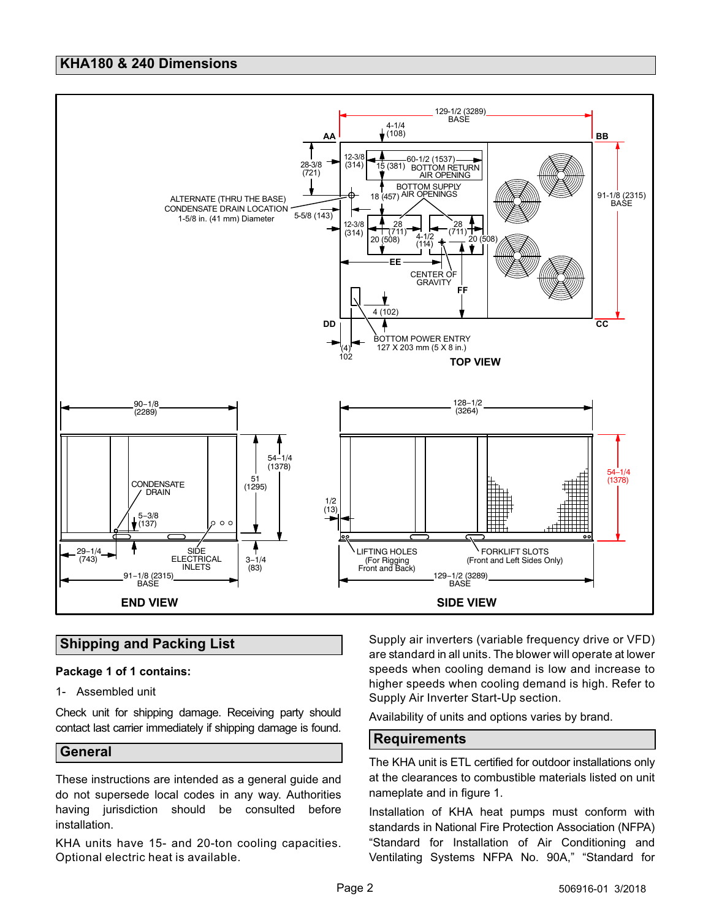## KHA180 & 240 Dimensions

TOP VIEW

129-1/2 (3289) BASE
4-1/4 (108)
AA
BB
28-3/8 (721)
12-3/8 (314)
60-1/2 (1537)
15 (381) BOTTOM RETURN AIR OPENING
BOTTOM SUPPLY AIR OPENINGS
18 (457)
ALTERNATE (THRU THE BASE) CONDENSATE DRAIN LOCATION 1-5/8 in. (41 mm) Diameter
5-5/8 (143)
12-3/8 (314)
28 (711)
28 (711)
20 (508)
4-1/2 (114)
20 (508)
91-1/8 (2315) BASE
EE
CENTER OF GRAVITY
FF
4 (102)
DD
CC
BOTTOM POWER ENTRY 127 X 203 mm (5 X 8 in.)
(4) 102

END VIEW

90-1/8 (2289)
54-1/4 (1378)
51 (1295)
CONDENSATE DRAIN
5-3/8 (137)
29-1/4 (743)
SIDE ELECTRICAL INLETS
3-1/4 (83)
91-1/8 (2315) BASE

SIDE VIEW

128-1/2 (3264)
1/2 (13)
54-1/4 (1378)
LIFTING HOLES (For Rigging Front and Back)
FORKLIFT SLOTS (Front and Left Sides Only)
129-1/2 (3289) BASE

## Shipping and Packing List

**Package 1 of 1 contains:**

1- Assembled unit

Check unit for shipping damage. Receiving party should contact last carrier immediately if shipping damage is found.

## General

These instructions are intended as a general guide and do not supersede local codes in any way. Authorities having jurisdiction should be consulted before installation.

KHA units have 15- and 20-ton cooling capacities. Optional electric heat is available.

Supply air inverters (variable frequency drive or VFD) are standard in all units. The blower will operate at lower speeds when cooling demand is low and increase to higher speeds when cooling demand is high. Refer to Supply Air Inverter Start-Up section.

Availability of units and options varies by brand.

## Requirements

The KHA unit is ETL certified for outdoor installations only at the clearances to combustible materials listed on unit nameplate and in figure 1.

Installation of KHA heat pumps must conform with standards in National Fire Protection Association (NFPA) “Standard for Installation of Air Conditioning and Ventilating Systems NFPA No. 90A,” “Standard for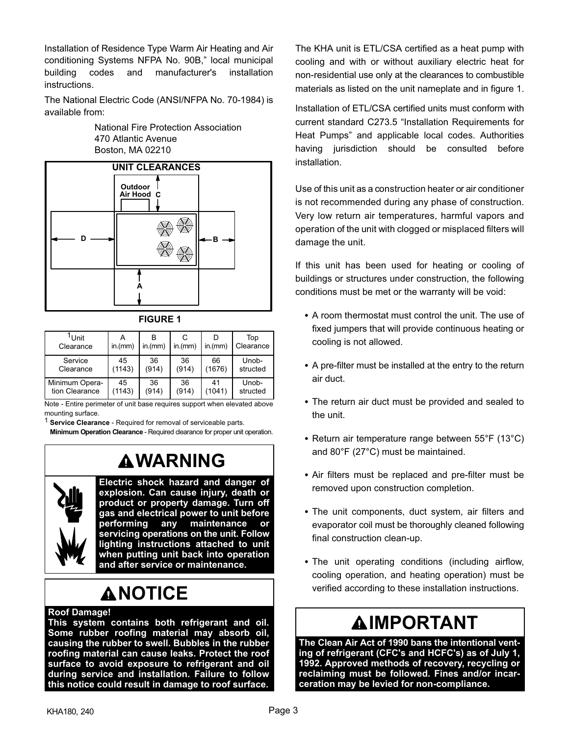Installation of Residence Type Warm Air Heating and Air conditioning Systems NFPA No. 90B," local municipal building codes and manufacturer's installation instructions.

The National Electric Code (ANSI/NFPA No. 70-1984) is available from:

National Fire Protection Association
470 Atlantic Avenue
Boston, MA 02210

**UNIT CLEARANCES**

Outdoor Air Hood C

D B

A

**FIGURE 1**

| [1]Unit Clearance | A in.(mm) | B in.(mm) | C in.(mm) | D in.(mm) | Top Clearance |
|---|---|---|---|---|---|
| Service Clearance | 45 (1143) | 36 (914) | 36 (914) | 66 (1676) | Unobstructed |
| Minimum Operation Clearance | 45 (1143) | 36 (914) | 36 (914) | 41 (1041) | Unobstructed |

Note - Entire perimeter of unit base requires support when elevated above mounting surface.

[1] **Service Clearance** - Required for removal of serviceable parts.
**Minimum Operation Clearance** - Required clearance for proper unit operation.

## ⚠WARNING

**Electric shock hazard and danger of explosion. Can cause injury, death or product or property damage. Turn off gas and electrical power to unit before performing any maintenance or servicing operations on the unit. Follow lighting instructions attached to unit when putting unit back into operation and after service or maintenance.**

## ⚠NOTICE

**Roof Damage!**
**This system contains both refrigerant and oil. Some rubber roofing material may absorb oil, causing the rubber to swell. Bubbles in the rubber roofing material can cause leaks. Protect the roof surface to avoid exposure to refrigerant and oil during service and installation. Failure to follow this notice could result in damage to roof surface.**

The KHA unit is ETL/CSA certified as a heat pump with cooling and with or without auxiliary electric heat for non-residential use only at the clearances to combustible materials as listed on the unit nameplate and in figure 1.

Installation of ETL/CSA certified units must conform with current standard C273.5 "Installation Requirements for Heat Pumps" and applicable local codes. Authorities having jurisdiction should be consulted before installation.

Use of this unit as a construction heater or air conditioner is not recommended during any phase of construction. Very low return air temperatures, harmful vapors and operation of the unit with clogged or misplaced filters will damage the unit.

If this unit has been used for heating or cooling of buildings or structures under construction, the following conditions must be met or the warranty will be void:

- A room thermostat must control the unit. The use of fixed jumpers that will provide continuous heating or cooling is not allowed.
- A pre-filter must be installed at the entry to the return air duct.
- The return air duct must be provided and sealed to the unit.
- Return air temperature range between 55°F (13°C) and 80°F (27°C) must be maintained.
- Air filters must be replaced and pre-filter must be removed upon construction completion.
- The unit components, duct system, air filters and evaporator coil must be thoroughly cleaned following final construction clean-up.
- The unit operating conditions (including airflow, cooling operation, and heating operation) must be verified according to these installation instructions.

## ⚠IMPORTANT

**The Clean Air Act of 1990 bans the intentional venting of refrigerant (CFC's and HCFC's) as of July 1, 1992. Approved methods of recovery, recycling or reclaiming must be followed. Fines and/or incarceration may be levied for non-compliance.**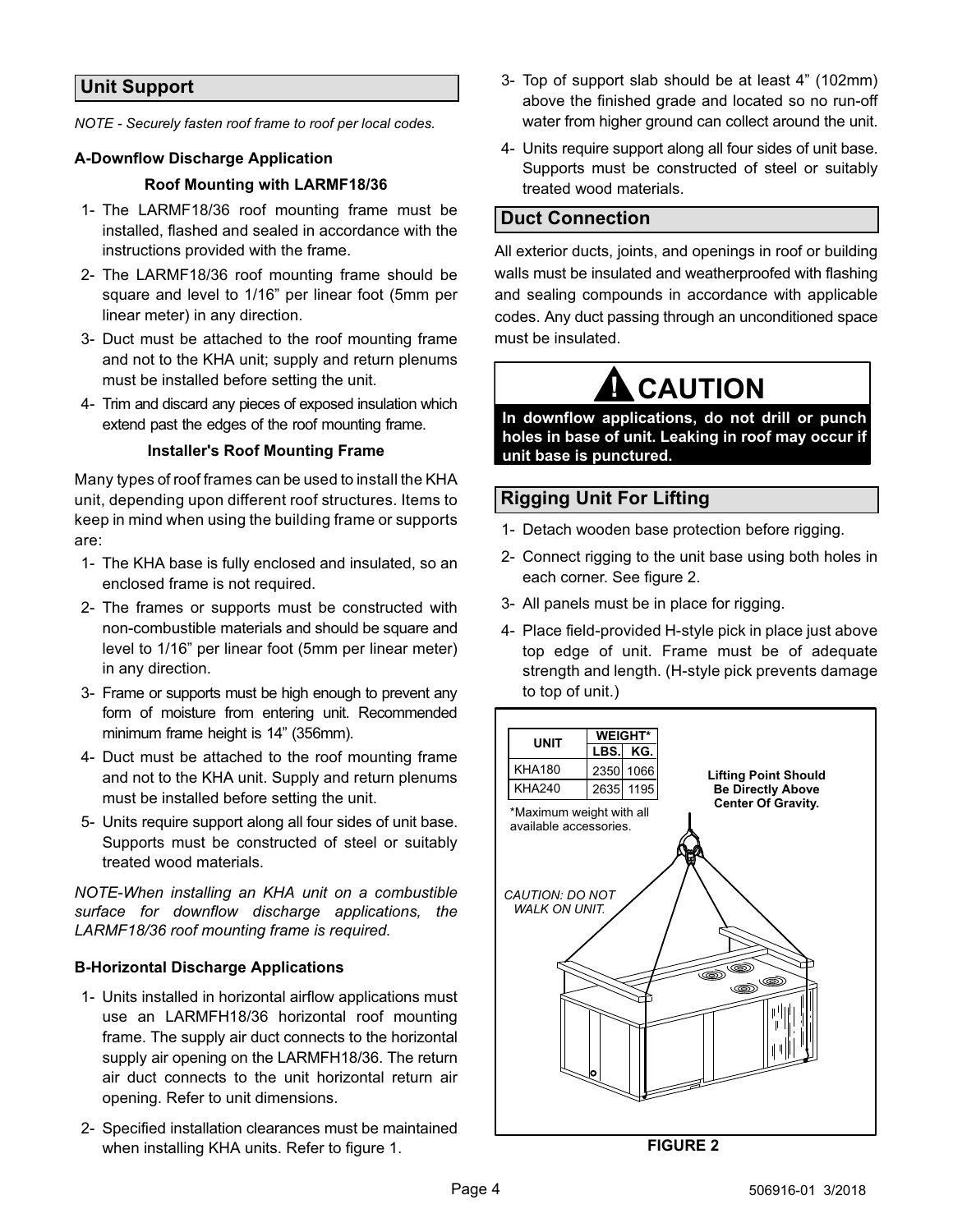## Unit Support

*NOTE - Securely fasten roof frame to roof per local codes.*

### A-Downflow Discharge Application

**Roof Mounting with LARMF18/36**

1- The LARMF18/36 roof mounting frame must be installed, flashed and sealed in accordance with the instructions provided with the frame.

2- The LARMF18/36 roof mounting frame should be square and level to 1/16" per linear foot (5mm per linear meter) in any direction.

3- Duct must be attached to the roof mounting frame and not to the KHA unit; supply and return plenums must be installed before setting the unit.

4- Trim and discard any pieces of exposed insulation which extend past the edges of the roof mounting frame.

**Installer's Roof Mounting Frame**

Many types of roof frames can be used to install the KHA unit, depending upon different roof structures. Items to keep in mind when using the building frame or supports are:

1- The KHA base is fully enclosed and insulated, so an enclosed frame is not required.

2- The frames or supports must be constructed with non-combustible materials and should be square and level to 1/16" per linear foot (5mm per linear meter) in any direction.

3- Frame or supports must be high enough to prevent any form of moisture from entering unit. Recommended minimum frame height is 14" (356mm).

4- Duct must be attached to the roof mounting frame and not to the KHA unit. Supply and return plenums must be installed before setting the unit.

5- Units require support along all four sides of unit base. Supports must be constructed of steel or suitably treated wood materials.

*NOTE-When installing an KHA unit on a combustible surface for downflow discharge applications, the LARMF18/36 roof mounting frame is required.*

### B-Horizontal Discharge Applications

1- Units installed in horizontal airflow applications must use an LARMFH18/36 horizontal roof mounting frame. The supply air duct connects to the horizontal supply air opening on the LARMFH18/36. The return air duct connects to the unit horizontal return air opening. Refer to unit dimensions.

2- Specified installation clearances must be maintained when installing KHA units. Refer to figure 1.

3- Top of support slab should be at least 4" (102mm) above the finished grade and located so no run-off water from higher ground can collect around the unit.

4- Units require support along all four sides of unit base. Supports must be constructed of steel or suitably treated wood materials.

## Duct Connection

All exterior ducts, joints, and openings in roof or building walls must be insulated and weatherproofed with flashing and sealing compounds in accordance with applicable codes. Any duct passing through an unconditioned space must be insulated.

**CAUTION**

**In downflow applications, do not drill or punch holes in base of unit. Leaking in roof may occur if unit base is punctured.**

## Rigging Unit For Lifting

1- Detach wooden base protection before rigging.

2- Connect rigging to the unit base using both holes in each corner. See figure 2.

3- All panels must be in place for rigging.

4- Place field-provided H-style pick in place just above top edge of unit. Frame must be of adequate strength and length. (H-style pick prevents damage to top of unit.)

| UNIT | WEIGHT* | |
|---|---|---|
| | LBS. | KG. |
| KHA180 | 2350 | 1066 |
| KHA240 | 2635 | 1195 |

*Maximum weight with all available accessories.

Lifting Point Should Be Directly Above Center Of Gravity.

*CAUTION: DO NOT WALK ON UNIT.*

**FIGURE 2**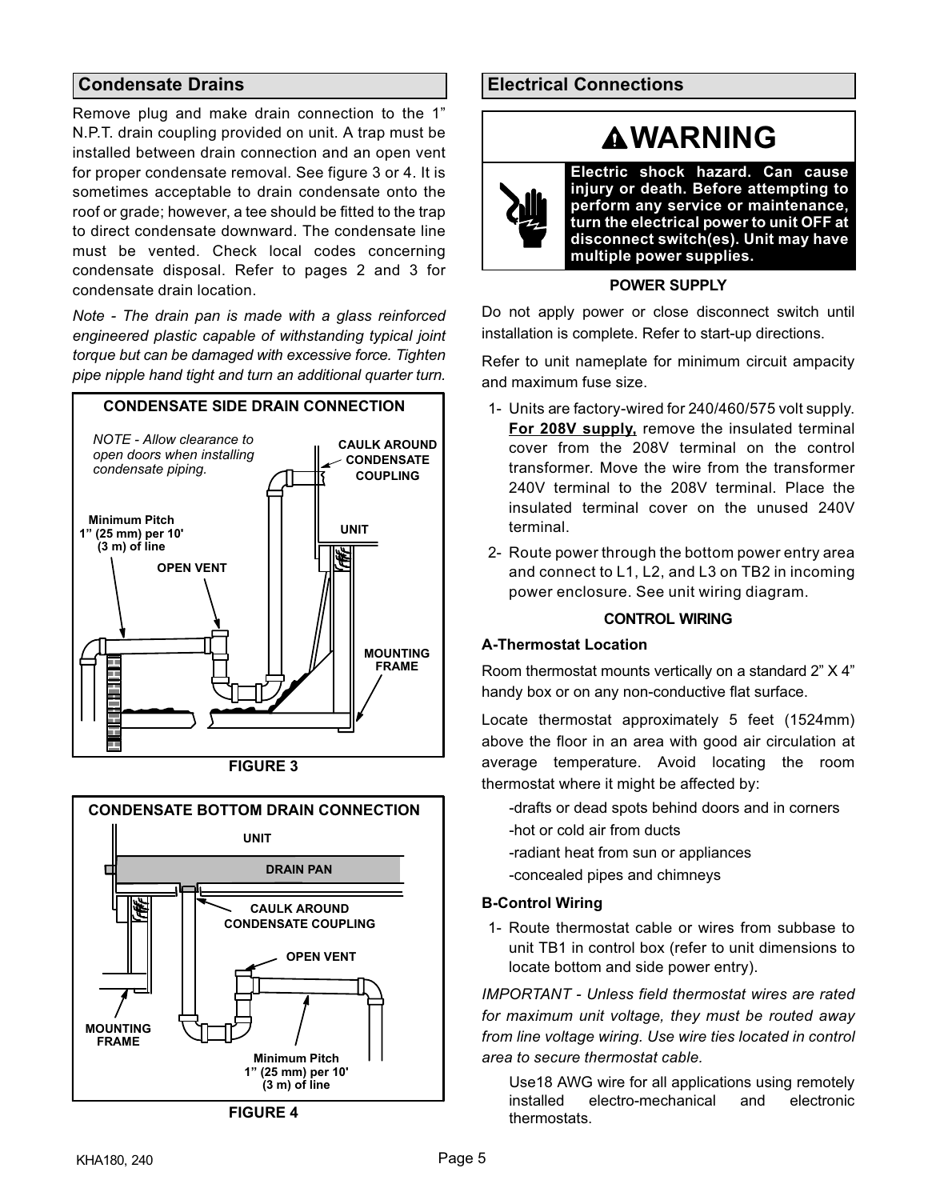## Condensate Drains

Remove plug and make drain connection to the 1" N.P.T. drain coupling provided on unit. A trap must be installed between drain connection and an open vent for proper condensate removal. See figure 3 or 4. It is sometimes acceptable to drain condensate onto the roof or grade; however, a tee should be fitted to the trap to direct condensate downward. The condensate line must be vented. Check local codes concerning condensate disposal. Refer to pages 2 and 3 for condensate drain location.

*Note - The drain pan is made with a glass reinforced engineered plastic capable of withstanding typical joint torque but can be damaged with excessive force. Tighten pipe nipple hand tight and turn an additional quarter turn.*

**CONDENSATE SIDE DRAIN CONNECTION**

*NOTE - Allow clearance to open doors when installing condensate piping.*

CAULK AROUND CONDENSATE COUPLING

UNIT

Minimum Pitch 1" (25 mm) per 10' (3 m) of line

OPEN VENT

MOUNTING FRAME

FIGURE 3

**CONDENSATE BOTTOM DRAIN CONNECTION**

UNIT

DRAIN PAN

CAULK AROUND CONDENSATE COUPLING

OPEN VENT

MOUNTING FRAME

Minimum Pitch 1" (25 mm) per 10' (3 m) of line

FIGURE 4

## Electrical Connections

**WARNING**

**Electric shock hazard. Can cause injury or death. Before attempting to perform any service or maintenance, turn the electrical power to unit OFF at disconnect switch(es). Unit may have multiple power supplies.**

### POWER SUPPLY

Do not apply power or close disconnect switch until installation is complete. Refer to start-up directions.

Refer to unit nameplate for minimum circuit ampacity and maximum fuse size.

1- Units are factory-wired for 240/460/575 volt supply. **For 208V supply,** remove the insulated terminal cover from the 208V terminal on the control transformer. Move the wire from the transformer 240V terminal to the 208V terminal. Place the insulated terminal cover on the unused 240V terminal.

2- Route power through the bottom power entry area and connect to L1, L2, and L3 on TB2 in incoming power enclosure. See unit wiring diagram.

### CONTROL WIRING

**A-Thermostat Location**

Room thermostat mounts vertically on a standard 2" X 4" handy box or on any non-conductive flat surface.

Locate thermostat approximately 5 feet (1524mm) above the floor in an area with good air circulation at average temperature. Avoid locating the room thermostat where it might be affected by:

-drafts or dead spots behind doors and in corners

-hot or cold air from ducts

-radiant heat from sun or appliances

-concealed pipes and chimneys

**B-Control Wiring**

1- Route thermostat cable or wires from subbase to unit TB1 in control box (refer to unit dimensions to locate bottom and side power entry).

*IMPORTANT - Unless field thermostat wires are rated for maximum unit voltage, they must be routed away from line voltage wiring. Use wire ties located in control area to secure thermostat cable.*

Use18 AWG wire for all applications using remotely installed electro-mechanical and electronic thermostats.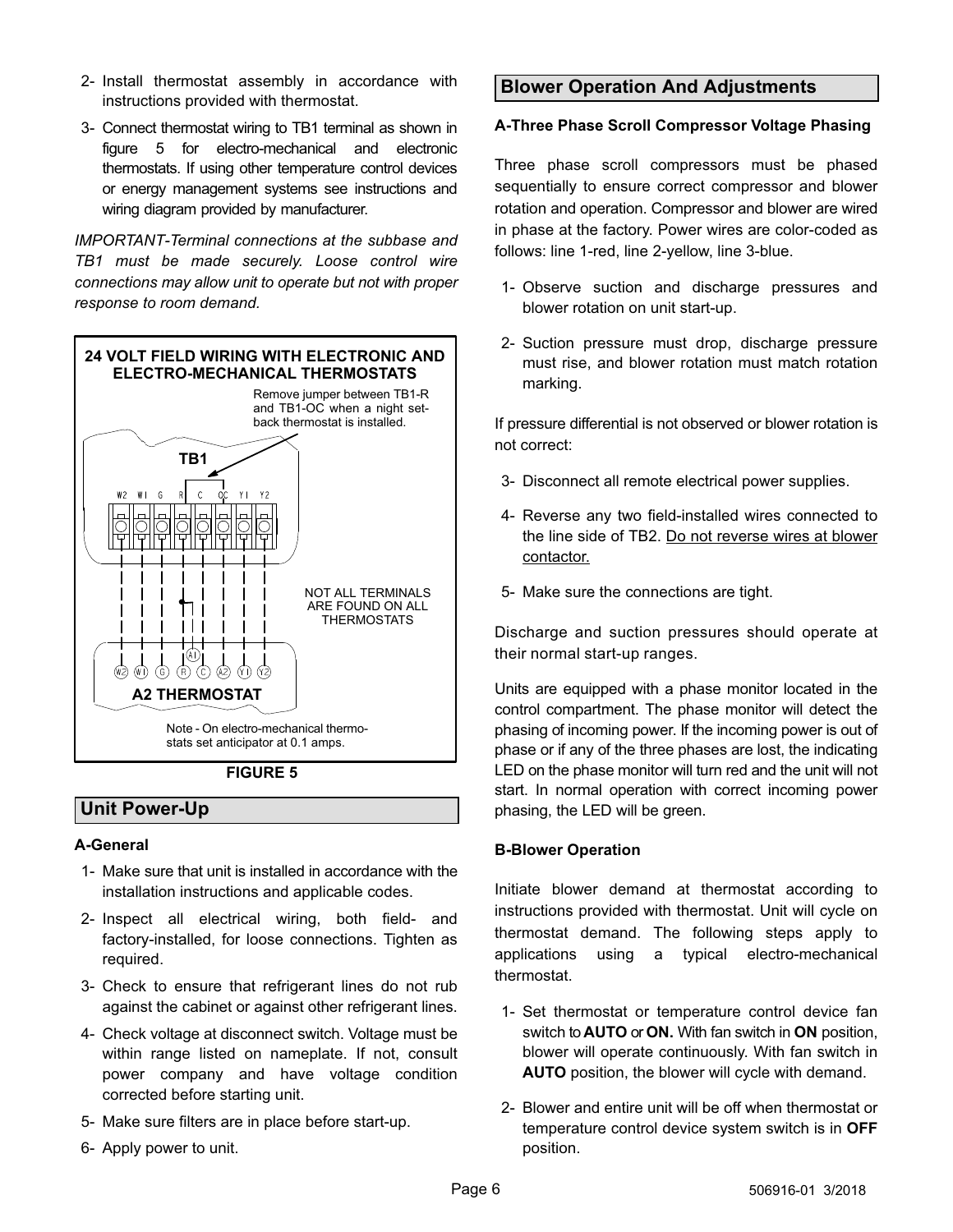2- Install thermostat assembly in accordance with instructions provided with thermostat.

3- Connect thermostat wiring to TB1 terminal as shown in figure 5 for electro-mechanical and electronic thermostats. If using other temperature control devices or energy management systems see instructions and wiring diagram provided by manufacturer.

*IMPORTANT-Terminal connections at the subbase and TB1 must be made securely. Loose control wire connections may allow unit to operate but not with proper response to room demand.*

**24 VOLT FIELD WIRING WITH ELECTRONIC AND ELECTRO-MECHANICAL THERMOSTATS**

Remove jumper between TB1-R and TB1-OC when a night set-back thermostat is installed.

TB1

W2 W1 G R C OC Y1 Y2

NOT ALL TERMINALS ARE FOUND ON ALL THERMOSTATS

A1

W2 W1 G R C A2 Y1 Y2

A2 THERMOSTAT

Note - On electro-mechanical thermostats set anticipator at 0.1 amps.

**FIGURE 5**

## Unit Power-Up

### A-General

1- Make sure that unit is installed in accordance with the installation instructions and applicable codes.

2- Inspect all electrical wiring, both field- and factory-installed, for loose connections. Tighten as required.

3- Check to ensure that refrigerant lines do not rub against the cabinet or against other refrigerant lines.

4- Check voltage at disconnect switch. Voltage must be within range listed on nameplate. If not, consult power company and have voltage condition corrected before starting unit.

5- Make sure filters are in place before start-up.

6- Apply power to unit.

## Blower Operation And Adjustments

### A-Three Phase Scroll Compressor Voltage Phasing

Three phase scroll compressors must be phased sequentially to ensure correct compressor and blower rotation and operation. Compressor and blower are wired in phase at the factory. Power wires are color-coded as follows: line 1-red, line 2-yellow, line 3-blue.

1- Observe suction and discharge pressures and blower rotation on unit start-up.

2- Suction pressure must drop, discharge pressure must rise, and blower rotation must match rotation marking.

If pressure differential is not observed or blower rotation is not correct:

3- Disconnect all remote electrical power supplies.

4- Reverse any two field-installed wires connected to the line side of TB2. Do not reverse wires at blower contactor.

5- Make sure the connections are tight.

Discharge and suction pressures should operate at their normal start-up ranges.

Units are equipped with a phase monitor located in the control compartment. The phase monitor will detect the phasing of incoming power. If the incoming power is out of phase or if any of the three phases are lost, the indicating LED on the phase monitor will turn red and the unit will not start. In normal operation with correct incoming power phasing, the LED will be green.

### B-Blower Operation

Initiate blower demand at thermostat according to instructions provided with thermostat. Unit will cycle on thermostat demand. The following steps apply to applications using a typical electro-mechanical thermostat.

1- Set thermostat or temperature control device fan switch to **AUTO** or **ON.** With fan switch in **ON** position, blower will operate continuously. With fan switch in **AUTO** position, the blower will cycle with demand.

2- Blower and entire unit will be off when thermostat or temperature control device system switch is in **OFF** position.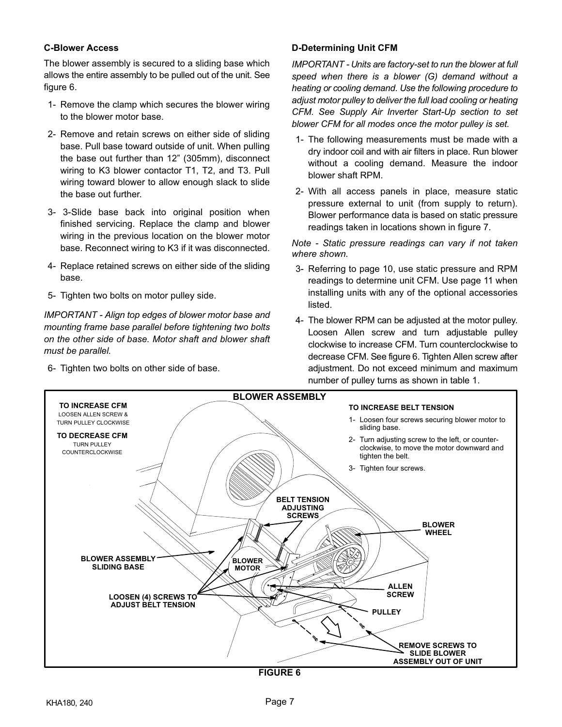### C-Blower Access

The blower assembly is secured to a sliding base which allows the entire assembly to be pulled out of the unit. See figure 6.

1- Remove the clamp which secures the blower wiring to the blower motor base.

2- Remove and retain screws on either side of sliding base. Pull base toward outside of unit. When pulling the base out further than 12” (305mm), disconnect wiring to K3 blower contactor T1, T2, and T3. Pull wiring toward blower to allow enough slack to slide the base out further.

3- 3-Slide base back into original position when finished servicing. Replace the clamp and blower wiring in the previous location on the blower motor base. Reconnect wiring to K3 if it was disconnected.

4- Replace retained screws on either side of the sliding base.

5- Tighten two bolts on motor pulley side.

*IMPORTANT - Align top edges of blower motor base and mounting frame base parallel before tightening two bolts on the other side of base. Motor shaft and blower shaft must be parallel.*

6- Tighten two bolts on other side of base.

### D-Determining Unit CFM

*IMPORTANT - Units are factory-set to run the blower at full speed when there is a blower (G) demand without a heating or cooling demand. Use the following procedure to adjust motor pulley to deliver the full load cooling or heating CFM. See Supply Air Inverter Start-Up section to set blower CFM for all modes once the motor pulley is set.*

1- The following measurements must be made with a dry indoor coil and with air filters in place. Run blower without a cooling demand. Measure the indoor blower shaft RPM.

2- With all access panels in place, measure static pressure external to unit (from supply to return). Blower performance data is based on static pressure readings taken in locations shown in figure 7.

*Note - Static pressure readings can vary if not taken where shown.*

3- Referring to page 10, use static pressure and RPM readings to determine unit CFM. Use page 11 when installing units with any of the optional accessories listed.

4- The blower RPM can be adjusted at the motor pulley. Loosen Allen screw and turn adjustable pulley clockwise to increase CFM. Turn counterclockwise to decrease CFM. See figure 6. Tighten Allen screw after adjustment. Do not exceed minimum and maximum number of pulley turns as shown in table 1.

**BLOWER ASSEMBLY**

**TO INCREASE CFM**
LOOSEN ALLEN SCREW & TURN PULLEY CLOCKWISE

**TO DECREASE CFM**
TURN PULLEY COUNTERCLOCKWISE

**TO INCREASE BELT TENSION**

1- Loosen four screws securing blower motor to sliding base.

2- Turn adjusting screw to the left, or counter-clockwise, to move the motor downward and tighten the belt.

3- Tighten four screws.

**BELT TENSION ADJUSTING SCREWS**

**BLOWER WHEEL**

**BLOWER ASSEMBLY SLIDING BASE**

**BLOWER MOTOR**

**ALLEN SCREW**

**LOOSEN (4) SCREWS TO ADJUST BELT TENSION**

**PULLEY**

**REMOVE SCREWS TO SLIDE BLOWER ASSEMBLY OUT OF UNIT**

**FIGURE 6**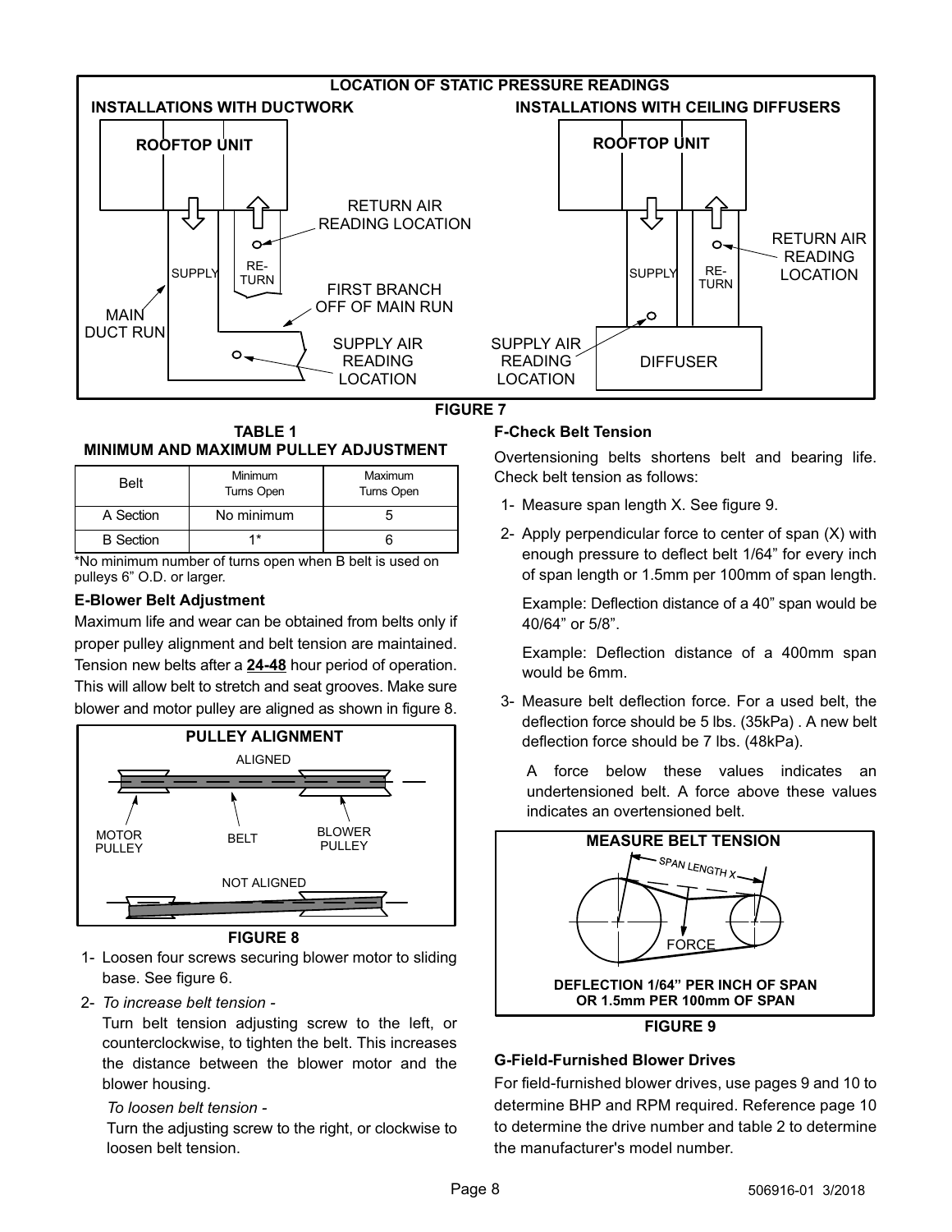**LOCATION OF STATIC PRESSURE READINGS**

INSTALLATIONS WITH DUCTWORK — ROOFTOP UNIT, SUPPLY, RETURN, RETURN AIR READING LOCATION, FIRST BRANCH OFF OF MAIN RUN, MAIN DUCT RUN, SUPPLY AIR READING LOCATION

INSTALLATIONS WITH CEILING DIFFUSERS — ROOFTOP UNIT, SUPPLY, RETURN, RETURN AIR READING LOCATION, SUPPLY AIR READING LOCATION, DIFFUSER

FIGURE 7

**TABLE 1**
**MINIMUM AND MAXIMUM PULLEY ADJUSTMENT**

| Belt | Minimum Turns Open | Maximum Turns Open |
|---|---|---|
| A Section | No minimum | 5 |
| B Section | 1* | 6 |

*No minimum number of turns open when B belt is used on pulleys 6" O.D. or larger.

### E-Blower Belt Adjustment

Maximum life and wear can be obtained from belts only if proper pulley alignment and belt tension are maintained. Tension new belts after a **24-48** hour period of operation. This will allow belt to stretch and seat grooves. Make sure blower and motor pulley are aligned as shown in figure 8.

**PULLEY ALIGNMENT**

ALIGNED — MOTOR PULLEY, BELT, BLOWER PULLEY

NOT ALIGNED

FIGURE 8

1- Loosen four screws securing blower motor to sliding base. See figure 6.

2- *To increase belt tension -*

   Turn belt tension adjusting screw to the left, or counterclockwise, to tighten the belt. This increases the distance between the blower motor and the blower housing.

   *To loosen belt tension -*

   Turn the adjusting screw to the right, or clockwise to loosen belt tension.

### F-Check Belt Tension

Overtensioning belts shortens belt and bearing life. Check belt tension as follows:

1- Measure span length X. See figure 9.

2- Apply perpendicular force to center of span (X) with enough pressure to deflect belt 1/64" for every inch of span length or 1.5mm per 100mm of span length.

   Example: Deflection distance of a 40" span would be 40/64" or 5/8".

   Example: Deflection distance of a 400mm span would be 6mm.

3- Measure belt deflection force. For a used belt, the deflection force should be 5 lbs. (35kPa) . A new belt deflection force should be 7 lbs. (48kPa).

   A force below these values indicates an undertensioned belt. A force above these values indicates an overtensioned belt.

**MEASURE BELT TENSION**

SPAN LENGTH X — FORCE

**DEFLECTION 1/64" PER INCH OF SPAN OR 1.5mm PER 100mm OF SPAN**

FIGURE 9

### G-Field-Furnished Blower Drives

For field-furnished blower drives, use pages 9 and 10 to determine BHP and RPM required. Reference page 10 to determine the drive number and table 2 to determine the manufacturer's model number.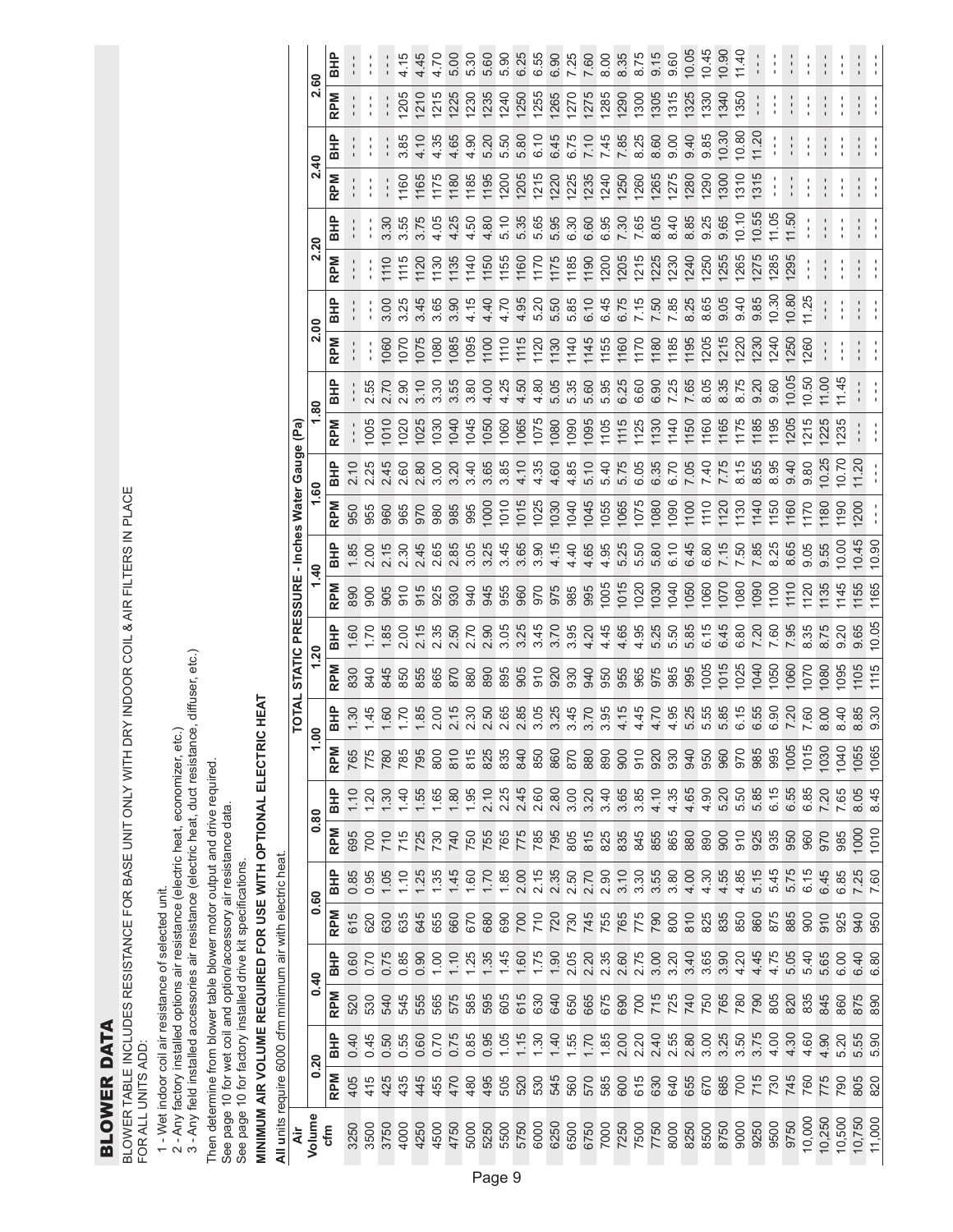# BLOWER DATA

BLOWER TABLE INCLUDES RESISTANCE FOR BASE UNIT ONLY WITH DRY INDOOR COIL & AIR FILTERS IN PLACE
FOR ALL UNITS ADD:

1 - Wet indoor coil air resistance of selected unit.
2 - Any factory installed options air resistance (electric heat, economizer, etc.)
3 - Any field installed accessories air resistance (electric heat, duct resistance, diffuser, etc.)

Then determine from blower table blower motor output and drive required.
See page 10 for wet coil and option/accessory air resistance data.
See page 10 for factory installed drive kit specifications.

**MINIMUM AIR VOLUME REQUIRED FOR USE WITH OPTIONAL ELECTRIC HEAT**

**All** units require 6000 cfm minimum air with electric heat.

| Air Volume cfm | TOTAL STATIC PRESSURE - Inches Water Gauge (Pa) | | | | | | | | | | | | | | | | | | | | | | | | | |
|---|---|---|---|---|---|---|---|---|---|---|---|---|---|---|---|---|---|---|---|---|---|---|---|---|---|---|
| | 0.20 | | 0.40 | | 0.60 | | 0.80 | | 1.00 | | 1.20 | | 1.40 | | 1.60 | | 1.80 | | 2.00 | | 2.20 | | 2.40 | | 2.60 | |
| | RPM | BHP | RPM | BHP | RPM | BHP | RPM | BHP | RPM | BHP | RPM | BHP | RPM | BHP | RPM | BHP | RPM | BHP | RPM | BHP | RPM | BHP | RPM | BHP | RPM | BHP |
| 3250 | 405 | 0.40 | 520 | 0.60 | 615 | 0.85 | 695 | 1.10 | 765 | 1.30 | 830 | 1.60 | 890 | 1.85 | 950 | 2.10 | --- | --- | --- | --- | --- | --- | --- | --- | --- | --- |
| 3500 | 415 | 0.45 | 530 | 0.70 | 620 | 0.95 | 700 | 1.20 | 775 | 1.45 | 840 | 1.70 | 900 | 2.00 | 955 | 2.25 | 1005 | 2.55 | --- | --- | --- | --- | --- | --- | --- | --- |
| 3750 | 425 | 0.50 | 540 | 0.75 | 630 | 1.05 | 710 | 1.30 | 780 | 1.60 | 845 | 1.85 | 905 | 2.15 | 960 | 2.45 | 1010 | 2.70 | 1060 | 3.00 | 1110 | 3.30 | --- | --- | --- | --- |
| 4000 | 435 | 0.55 | 545 | 0.85 | 635 | 1.10 | 715 | 1.40 | 785 | 1.70 | 850 | 2.00 | 910 | 2.30 | 965 | 2.60 | 1020 | 2.90 | 1070 | 3.25 | 1115 | 3.55 | 1160 | 3.85 | 1205 | 4.15 |
| 4250 | 445 | 0.60 | 555 | 0.90 | 645 | 1.25 | 725 | 1.55 | 795 | 1.85 | 855 | 2.15 | 915 | 2.45 | 970 | 2.80 | 1025 | 3.10 | 1075 | 3.45 | 1120 | 3.75 | 1165 | 4.10 | 1210 | 4.45 |
| 4500 | 455 | 0.70 | 565 | 1.00 | 655 | 1.35 | 730 | 1.65 | 800 | 2.00 | 865 | 2.35 | 925 | 2.65 | 980 | 3.00 | 1030 | 3.30 | 1080 | 3.65 | 1130 | 4.05 | 1175 | 4.35 | 1215 | 4.70 |
| 4750 | 470 | 0.75 | 575 | 1.10 | 660 | 1.45 | 740 | 1.80 | 810 | 2.15 | 870 | 2.50 | 930 | 2.85 | 985 | 3.20 | 1040 | 3.55 | 1085 | 3.90 | 1135 | 4.25 | 1180 | 4.65 | 1225 | 5.00 |
| 5000 | 480 | 0.85 | 585 | 1.25 | 670 | 1.60 | 750 | 1.95 | 815 | 2.30 | 880 | 2.70 | 940 | 3.05 | 995 | 3.40 | 1045 | 3.80 | 1095 | 4.15 | 1140 | 4.50 | 1185 | 4.90 | 1230 | 5.30 |
| 5250 | 495 | 0.95 | 595 | 1.35 | 680 | 1.70 | 755 | 2.10 | 825 | 2.50 | 890 | 2.90 | 945 | 3.25 | 1000 | 3.65 | 1050 | 4.00 | 1100 | 4.40 | 1150 | 4.80 | 1195 | 5.20 | 1235 | 5.60 |
| 5500 | 505 | 1.05 | 605 | 1.45 | 690 | 1.85 | 765 | 2.25 | 835 | 2.65 | 895 | 3.05 | 955 | 3.45 | 1010 | 3.85 | 1060 | 4.25 | 1110 | 4.70 | 1155 | 5.10 | 1200 | 5.50 | 1240 | 5.90 |
| 5750 | 520 | 1.15 | 615 | 1.60 | 700 | 2.00 | 775 | 2.45 | 840 | 2.85 | 905 | 3.25 | 960 | 3.65 | 1015 | 4.10 | 1065 | 4.50 | 1115 | 4.95 | 1160 | 5.35 | 1205 | 5.80 | 1250 | 6.25 |
| 6000 | 530 | 1.30 | 630 | 1.75 | 710 | 2.15 | 785 | 2.60 | 850 | 3.05 | 910 | 3.45 | 970 | 3.90 | 1025 | 4.35 | 1075 | 4.80 | 1120 | 5.20 | 1170 | 5.65 | 1215 | 6.10 | 1255 | 6.55 |
| 6250 | 545 | 1.40 | 640 | 1.90 | 720 | 2.35 | 795 | 2.80 | 860 | 3.25 | 920 | 3.70 | 975 | 4.15 | 1030 | 4.60 | 1080 | 5.05 | 1130 | 5.50 | 1175 | 5.95 | 1220 | 6.45 | 1265 | 6.90 |
| 6500 | 560 | 1.55 | 650 | 2.05 | 730 | 2.50 | 805 | 3.00 | 870 | 3.45 | 930 | 3.95 | 985 | 4.40 | 1040 | 4.85 | 1090 | 5.35 | 1140 | 5.85 | 1185 | 6.30 | 1225 | 6.75 | 1270 | 7.25 |
| 6750 | 570 | 1.70 | 665 | 2.20 | 745 | 2.70 | 815 | 3.20 | 880 | 3.70 | 940 | 4.20 | 995 | 4.65 | 1045 | 5.10 | 1095 | 5.60 | 1145 | 6.10 | 1190 | 6.60 | 1235 | 7.10 | 1275 | 7.60 |
| 7000 | 585 | 1.85 | 675 | 2.35 | 755 | 2.90 | 825 | 3.40 | 890 | 3.95 | 950 | 4.45 | 1005 | 4.95 | 1055 | 5.40 | 1105 | 5.95 | 1155 | 6.45 | 1200 | 6.95 | 1240 | 7.45 | 1285 | 8.00 |
| 7250 | 600 | 2.00 | 690 | 2.60 | 765 | 3.10 | 835 | 3.65 | 900 | 4.15 | 955 | 4.65 | 1015 | 5.25 | 1065 | 5.75 | 1115 | 6.25 | 1160 | 6.75 | 1205 | 7.30 | 1250 | 7.85 | 1290 | 8.35 |
| 7500 | 615 | 2.20 | 700 | 2.75 | 775 | 3.30 | 845 | 3.85 | 910 | 4.45 | 965 | 4.95 | 1020 | 5.50 | 1075 | 6.05 | 1125 | 6.60 | 1170 | 7.15 | 1215 | 7.65 | 1260 | 8.25 | 1300 | 8.75 |
| 7750 | 630 | 2.40 | 715 | 3.00 | 790 | 3.55 | 855 | 4.10 | 920 | 4.70 | 975 | 5.25 | 1030 | 5.80 | 1080 | 6.35 | 1130 | 6.90 | 1180 | 7.50 | 1225 | 8.05 | 1265 | 8.60 | 1305 | 9.15 |
| 8000 | 640 | 2.55 | 725 | 3.20 | 800 | 3.80 | 865 | 4.35 | 930 | 4.95 | 985 | 5.50 | 1040 | 6.10 | 1090 | 6.70 | 1140 | 7.25 | 1185 | 7.85 | 1230 | 8.40 | 1275 | 9.00 | 1315 | 9.60 |
| 8250 | 655 | 2.80 | 740 | 3.40 | 810 | 4.00 | 880 | 4.65 | 940 | 5.25 | 995 | 5.85 | 1050 | 6.45 | 1100 | 7.05 | 1150 | 7.65 | 1195 | 8.25 | 1240 | 8.85 | 1280 | 9.40 | 1325 | 10.05 |
| 8500 | 670 | 3.00 | 750 | 3.65 | 825 | 4.30 | 890 | 4.90 | 950 | 5.55 | 1005 | 6.15 | 1060 | 6.80 | 1110 | 7.40 | 1160 | 8.05 | 1205 | 8.65 | 1250 | 9.25 | 1290 | 9.85 | 1330 | 10.45 |
| 8750 | 685 | 3.25 | 765 | 3.90 | 835 | 4.55 | 900 | 5.20 | 960 | 5.85 | 1015 | 6.45 | 1070 | 7.15 | 1120 | 7.75 | 1165 | 8.35 | 1215 | 9.05 | 1255 | 9.65 | 1300 | 10.30 | 1340 | 10.90 |
| 9000 | 700 | 3.50 | 780 | 4.20 | 850 | 4.85 | 910 | 5.50 | 970 | 6.15 | 1025 | 6.80 | 1080 | 7.50 | 1130 | 8.15 | 1175 | 8.75 | 1220 | 9.40 | 1265 | 10.10 | 1310 | 10.80 | 1350 | 11.40 |
| 9250 | 715 | 3.75 | 790 | 4.45 | 860 | 5.15 | 925 | 5.85 | 985 | 6.55 | 1040 | 7.20 | 1090 | 7.85 | 1140 | 8.55 | 1185 | 9.20 | 1230 | 9.85 | 1275 | 10.55 | 1315 | 11.20 | --- | --- |
| 9500 | 730 | 4.00 | 805 | 4.75 | 875 | 5.45 | 935 | 6.15 | 995 | 6.90 | 1050 | 7.60 | 1100 | 8.25 | 1150 | 8.95 | 1195 | 9.60 | 1240 | 10.30 | 1285 | 11.05 | --- | --- | --- | --- |
| 9750 | 745 | 4.30 | 820 | 5.05 | 885 | 5.75 | 950 | 6.55 | 1005 | 7.20 | 1060 | 7.95 | 1110 | 8.65 | 1160 | 9.40 | 1205 | 10.05 | 1250 | 10.80 | 1295 | 11.50 | --- | --- | --- | --- |
| 10,000 | 760 | 4.60 | 835 | 5.40 | 900 | 6.15 | 960 | 6.85 | 1015 | 7.60 | 1070 | 8.35 | 1120 | 9.05 | 1170 | 9.80 | 1215 | 10.50 | 1260 | 11.25 | --- | --- | --- | --- | --- | --- |
| 10,250 | 775 | 4.90 | 845 | 5.65 | 910 | 6.45 | 970 | 7.20 | 1030 | 8.00 | 1080 | 8.75 | 1135 | 9.55 | 1180 | 10.25 | 1225 | 11.00 | --- | --- | --- | --- | --- | --- | --- | --- |
| 10,500 | 790 | 5.20 | 860 | 6.00 | 925 | 6.85 | 985 | 7.65 | 1040 | 8.40 | 1095 | 9.20 | 1145 | 10.00 | 1190 | 10.70 | 1235 | 11.45 | --- | --- | --- | --- | --- | --- | --- | --- |
| 10,750 | 805 | 5.55 | 875 | 6.40 | 940 | 7.25 | 1000 | 8.05 | 1055 | 8.85 | 1105 | 9.65 | 1155 | 10.45 | 1200 | 11.20 | --- | --- | --- | --- | --- | --- | --- | --- | --- | --- |
| 11,000 | 820 | 5.90 | 890 | 6.80 | 950 | 7.60 | 1010 | 8.45 | 1065 | 9.30 | 1115 | 10.05 | 1165 | 10.90 | --- | --- | --- | --- | --- | --- | --- | --- | --- | --- | --- | --- |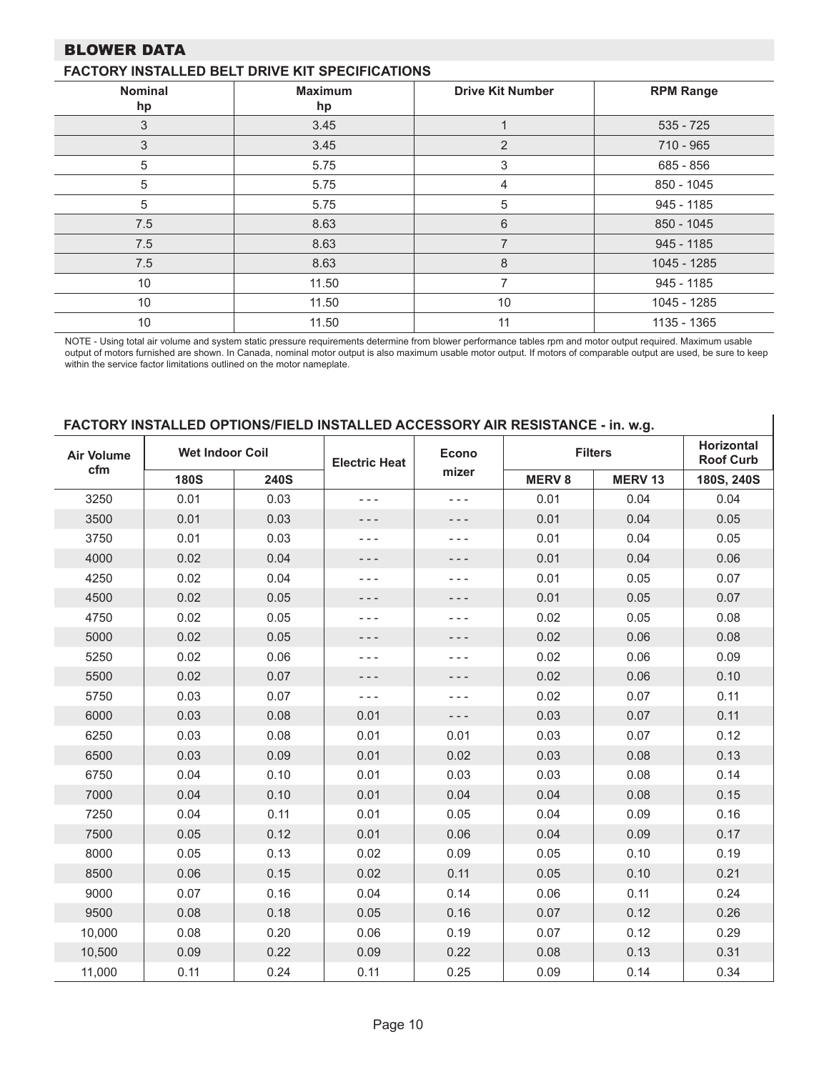## BLOWER DATA

### FACTORY INSTALLED BELT DRIVE KIT SPECIFICATIONS

| Nominal hp | Maximum hp | Drive Kit Number | RPM Range |
|---|---|---|---|
| 3 | 3.45 | 1 | 535 - 725 |
| 3 | 3.45 | 2 | 710 - 965 |
| 5 | 5.75 | 3 | 685 - 856 |
| 5 | 5.75 | 4 | 850 - 1045 |
| 5 | 5.75 | 5 | 945 - 1185 |
| 7.5 | 8.63 | 6 | 850 - 1045 |
| 7.5 | 8.63 | 7 | 945 - 1185 |
| 7.5 | 8.63 | 8 | 1045 - 1285 |
| 10 | 11.50 | 7 | 945 - 1185 |
| 10 | 11.50 | 10 | 1045 - 1285 |
| 10 | 11.50 | 11 | 1135 - 1365 |

NOTE - Using total air volume and system static pressure requirements determine from blower performance tables rpm and motor output required. Maximum usable output of motors furnished are shown. In Canada, nominal motor output is also maximum usable motor output. If motors of comparable output are used, be sure to keep within the service factor limitations outlined on the motor nameplate.

### FACTORY INSTALLED OPTIONS/FIELD INSTALLED ACCESSORY AIR RESISTANCE - in. w.g.

| Air Volume cfm | Wet Indoor Coil | | Electric Heat | Economizer | Filters | | Horizontal Roof Curb |
|---|---|---|---|---|---|---|---|
| | 180S | 240S | | | MERV 8 | MERV 13 | 180S, 240S |
| 3250 | 0.01 | 0.03 | - - - | - - - | 0.01 | 0.04 | 0.04 |
| 3500 | 0.01 | 0.03 | - - - | - - - | 0.01 | 0.04 | 0.05 |
| 3750 | 0.01 | 0.03 | - - - | - - - | 0.01 | 0.04 | 0.05 |
| 4000 | 0.02 | 0.04 | - - - | - - - | 0.01 | 0.04 | 0.06 |
| 4250 | 0.02 | 0.04 | - - - | - - - | 0.01 | 0.05 | 0.07 |
| 4500 | 0.02 | 0.05 | - - - | - - - | 0.01 | 0.05 | 0.07 |
| 4750 | 0.02 | 0.05 | - - - | - - - | 0.02 | 0.05 | 0.08 |
| 5000 | 0.02 | 0.05 | - - - | - - - | 0.02 | 0.06 | 0.08 |
| 5250 | 0.02 | 0.06 | - - - | - - - | 0.02 | 0.06 | 0.09 |
| 5500 | 0.02 | 0.07 | - - - | - - - | 0.02 | 0.06 | 0.10 |
| 5750 | 0.03 | 0.07 | - - - | - - - | 0.02 | 0.07 | 0.11 |
| 6000 | 0.03 | 0.08 | 0.01 | - - - | 0.03 | 0.07 | 0.11 |
| 6250 | 0.03 | 0.08 | 0.01 | 0.01 | 0.03 | 0.07 | 0.12 |
| 6500 | 0.03 | 0.09 | 0.01 | 0.02 | 0.03 | 0.08 | 0.13 |
| 6750 | 0.04 | 0.10 | 0.01 | 0.03 | 0.03 | 0.08 | 0.14 |
| 7000 | 0.04 | 0.10 | 0.01 | 0.04 | 0.04 | 0.08 | 0.15 |
| 7250 | 0.04 | 0.11 | 0.01 | 0.05 | 0.04 | 0.09 | 0.16 |
| 7500 | 0.05 | 0.12 | 0.01 | 0.06 | 0.04 | 0.09 | 0.17 |
| 8000 | 0.05 | 0.13 | 0.02 | 0.09 | 0.05 | 0.10 | 0.19 |
| 8500 | 0.06 | 0.15 | 0.02 | 0.11 | 0.05 | 0.10 | 0.21 |
| 9000 | 0.07 | 0.16 | 0.04 | 0.14 | 0.06 | 0.11 | 0.24 |
| 9500 | 0.08 | 0.18 | 0.05 | 0.16 | 0.07 | 0.12 | 0.26 |
| 10,000 | 0.08 | 0.20 | 0.06 | 0.19 | 0.07 | 0.12 | 0.29 |
| 10,500 | 0.09 | 0.22 | 0.09 | 0.22 | 0.08 | 0.13 | 0.31 |
| 11,000 | 0.11 | 0.24 | 0.11 | 0.25 | 0.09 | 0.14 | 0.34 |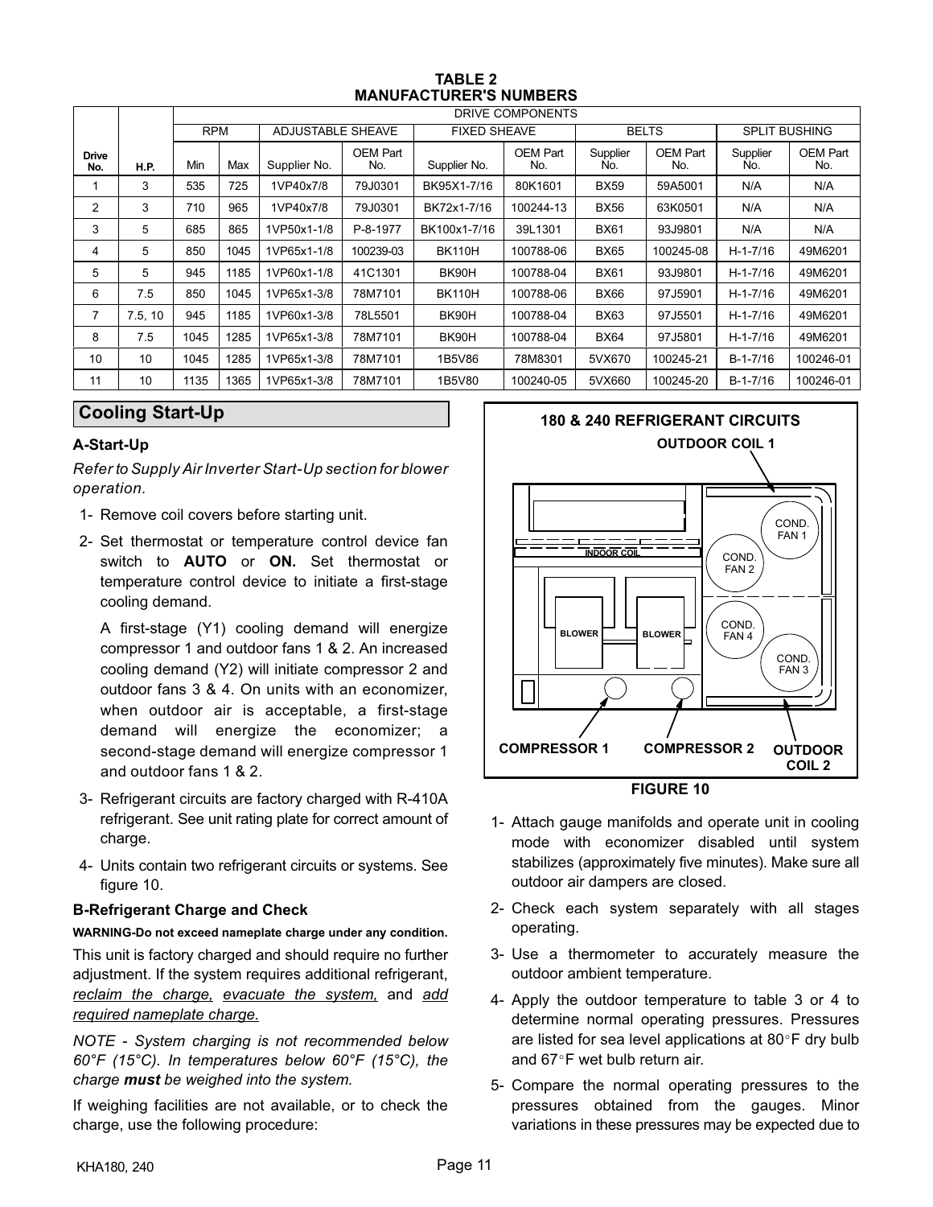**TABLE 2**
**MANUFACTURER'S NUMBERS**

| Drive No. | H.P. | DRIVE COMPONENTS | | | | | | | | | |
|---|---|---|---|---|---|---|---|---|---|---|---|
| | | RPM | | ADJUSTABLE SHEAVE | | FIXED SHEAVE | | BELTS | | SPLIT BUSHING | |
| | | Min | Max | Supplier No. | OEM Part No. | Supplier No. | OEM Part No. | Supplier No. | OEM Part No. | Supplier No. | OEM Part No. |
| 1 | 3 | 535 | 725 | 1VP40x7/8 | 79J0301 | BK95X1-7/16 | 80K1601 | BX59 | 59A5001 | N/A | N/A |
| 2 | 3 | 710 | 965 | 1VP40x7/8 | 79J0301 | BK72x1-7/16 | 100244-13 | BX56 | 63K0501 | N/A | N/A |
| 3 | 5 | 685 | 865 | 1VP50x1-1/8 | P-8-1977 | BK100x1-7/16 | 39L1301 | BX61 | 93J9801 | N/A | N/A |
| 4 | 5 | 850 | 1045 | 1VP65x1-1/8 | 100239-03 | BK110H | 100788-06 | BX65 | 100245-08 | H-1-7/16 | 49M6201 |
| 5 | 5 | 945 | 1185 | 1VP60x1-1/8 | 41C1301 | BK90H | 100788-04 | BX61 | 93J9801 | H-1-7/16 | 49M6201 |
| 6 | 7.5 | 850 | 1045 | 1VP65x1-3/8 | 78M7101 | BK110H | 100788-06 | BX66 | 97J5901 | H-1-7/16 | 49M6201 |
| 7 | 7.5, 10 | 945 | 1185 | 1VP60x1-3/8 | 78L5501 | BK90H | 100788-04 | BX63 | 97J5501 | H-1-7/16 | 49M6201 |
| 8 | 7.5 | 1045 | 1285 | 1VP65x1-3/8 | 78M7101 | BK90H | 100788-04 | BX64 | 97J5801 | H-1-7/16 | 49M6201 |
| 10 | 10 | 1045 | 1285 | 1VP65x1-3/8 | 78M7101 | 1B5V86 | 78M8301 | 5VX670 | 100245-21 | B-1-7/16 | 100246-01 |
| 11 | 10 | 1135 | 1365 | 1VP65x1-3/8 | 78M7101 | 1B5V80 | 100240-05 | 5VX660 | 100245-20 | B-1-7/16 | 100246-01 |

## Cooling Start-Up

### A-Start-Up

*Refer to Supply Air Inverter Start-Up section for blower operation.*

1- Remove coil covers before starting unit.

2- Set thermostat or temperature control device fan switch to **AUTO** or **ON.** Set thermostat or temperature control device to initiate a first-stage cooling demand.

   A first-stage (Y1) cooling demand will energize compressor 1 and outdoor fans 1 & 2. An increased cooling demand (Y2) will initiate compressor 2 and outdoor fans 3 & 4. On units with an economizer, when outdoor air is acceptable, a first-stage demand will energize the economizer; a second-stage demand will energize compressor 1 and outdoor fans 1 & 2.

3- Refrigerant circuits are factory charged with R-410A refrigerant. See unit rating plate for correct amount of charge.

4- Units contain two refrigerant circuits or systems. See figure 10.

### B-Refrigerant Charge and Check

**WARNING-Do not exceed nameplate charge under any condition.**

This unit is factory charged and should require no further adjustment. If the system requires additional refrigerant, reclaim the charge, evacuate the system, and add required nameplate charge.

*NOTE - System charging is not recommended below 60°F (15°C). In temperatures below 60°F (15°C), the charge **must** be weighed into the system.*

If weighing facilities are not available, or to check the charge, use the following procedure:

**180 & 240 REFRIGERANT CIRCUITS**

OUTDOOR COIL 1, INDOOR COIL, COND. FAN 1, COND. FAN 2, COND. FAN 3, COND. FAN 4, BLOWER, BLOWER, COMPRESSOR 1, COMPRESSOR 2, OUTDOOR COIL 2

**FIGURE 10**

1- Attach gauge manifolds and operate unit in cooling mode with economizer disabled until system stabilizes (approximately five minutes). Make sure all outdoor air dampers are closed.

2- Check each system separately with all stages operating.

3- Use a thermometer to accurately measure the outdoor ambient temperature.

4- Apply the outdoor temperature to table 3 or 4 to determine normal operating pressures. Pressures are listed for sea level applications at 80°F dry bulb and 67°F wet bulb return air.

5- Compare the normal operating pressures to the pressures obtained from the gauges. Minor variations in these pressures may be expected due to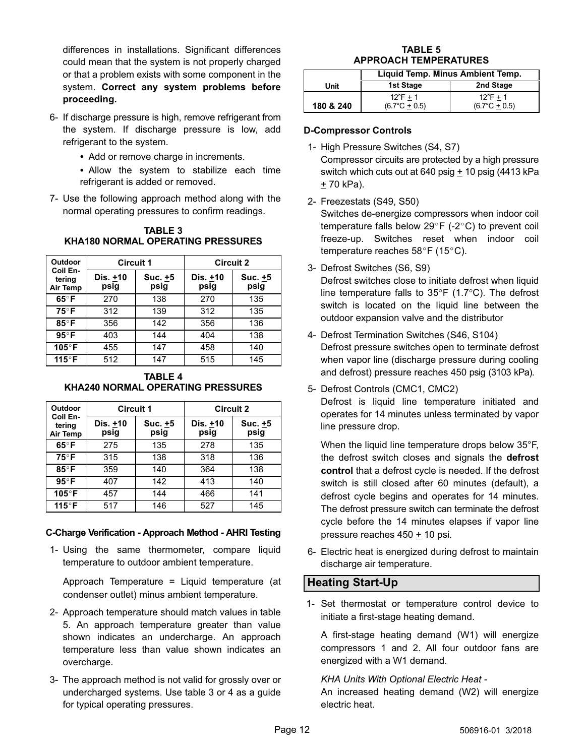differences in installations. Significant differences could mean that the system is not properly charged or that a problem exists with some component in the system. **Correct any system problems before proceeding.**

6- If discharge pressure is high, remove refrigerant from the system. If discharge pressure is low, add refrigerant to the system.

- Add or remove charge in increments.
- Allow the system to stabilize each time refrigerant is added or removed.

7- Use the following approach method along with the normal operating pressures to confirm readings.

**TABLE 3**
**KHA180 NORMAL OPERATING PRESSURES**

| Outdoor Coil Entering Air Temp | Circuit 1 | | Circuit 2 | |
|---|---|---|---|---|
| | Dis. ±10 psig | Suc. ±5 psig | Dis. ±10 psig | Suc. ±5 psig |
| **65°F** | 270 | 138 | 270 | 135 |
| **75°F** | 312 | 139 | 312 | 135 |
| **85°F** | 356 | 142 | 356 | 136 |
| **95°F** | 403 | 144 | 404 | 138 |
| **105°F** | 455 | 147 | 458 | 140 |
| **115°F** | 512 | 147 | 515 | 145 |

**TABLE 4**
**KHA240 NORMAL OPERATING PRESSURES**

| Outdoor Coil Entering Air Temp | Circuit 1 | | Circuit 2 | |
|---|---|---|---|---|
| | Dis. ±10 psig | Suc. ±5 psig | Dis. ±10 psig | Suc. ±5 psig |
| **65°F** | 275 | 135 | 278 | 135 |
| **75°F** | 315 | 138 | 318 | 136 |
| **85°F** | 359 | 140 | 364 | 138 |
| **95°F** | 407 | 142 | 413 | 140 |
| **105°F** | 457 | 144 | 466 | 141 |
| **115°F** | 517 | 146 | 527 | 145 |

### C-Charge Verification - Approach Method - AHRI Testing

1- Using the same thermometer, compare liquid temperature to outdoor ambient temperature.

Approach Temperature = Liquid temperature (at condenser outlet) minus ambient temperature.

2- Approach temperature should match values in table 5. An approach temperature greater than value shown indicates an undercharge. An approach temperature less than value shown indicates an overcharge.

3- The approach method is not valid for grossly over or undercharged systems. Use table 3 or 4 as a guide for typical operating pressures.

**TABLE 5**
**APPROACH TEMPERATURES**

| Unit | Liquid Temp. Minus Ambient Temp. | |
|---|---|---|
| | 1st Stage | 2nd Stage |
| **180 & 240** | 12°F ± 1 (6.7°C ± 0.5) | 12°F ± 1 (6.7°C ± 0.5) |

### D-Compressor Controls

1- High Pressure Switches (S4, S7)
Compressor circuits are protected by a high pressure switch which cuts out at 640 psig ± 10 psig (4413 kPa ± 70 kPa).

2- Freezestats (S49, S50)
Switches de-energize compressors when indoor coil temperature falls below 29°F (-2°C) to prevent coil freeze-up. Switches reset when indoor coil temperature reaches 58°F (15°C).

3- Defrost Switches (S6, S9)
Defrost switches close to initiate defrost when liquid line temperature falls to 35°F (1.7°C). The defrost switch is located on the liquid line between the outdoor expansion valve and the distributor

4- Defrost Termination Switches (S46, S104)
Defrost pressure switches open to terminate defrost when vapor line (discharge pressure during cooling and defrost) pressure reaches 450 psig (3103 kPa).

5- Defrost Controls (CMC1, CMC2)
Defrost is liquid line temperature initiated and operates for 14 minutes unless terminated by vapor line pressure drop.

When the liquid line temperature drops below 35°F, the defrost switch closes and signals the **defrost control** that a defrost cycle is needed. If the defrost switch is still closed after 60 minutes (default), a defrost cycle begins and operates for 14 minutes. The defrost pressure switch can terminate the defrost cycle before the 14 minutes elapses if vapor line pressure reaches 450 ± 10 psi.

6- Electric heat is energized during defrost to maintain discharge air temperature.

## Heating Start-Up

1- Set thermostat or temperature control device to initiate a first-stage heating demand.

A first-stage heating demand (W1) will energize compressors 1 and 2. All four outdoor fans are energized with a W1 demand.

*KHA Units With Optional Electric Heat -*
An increased heating demand (W2) will energize electric heat.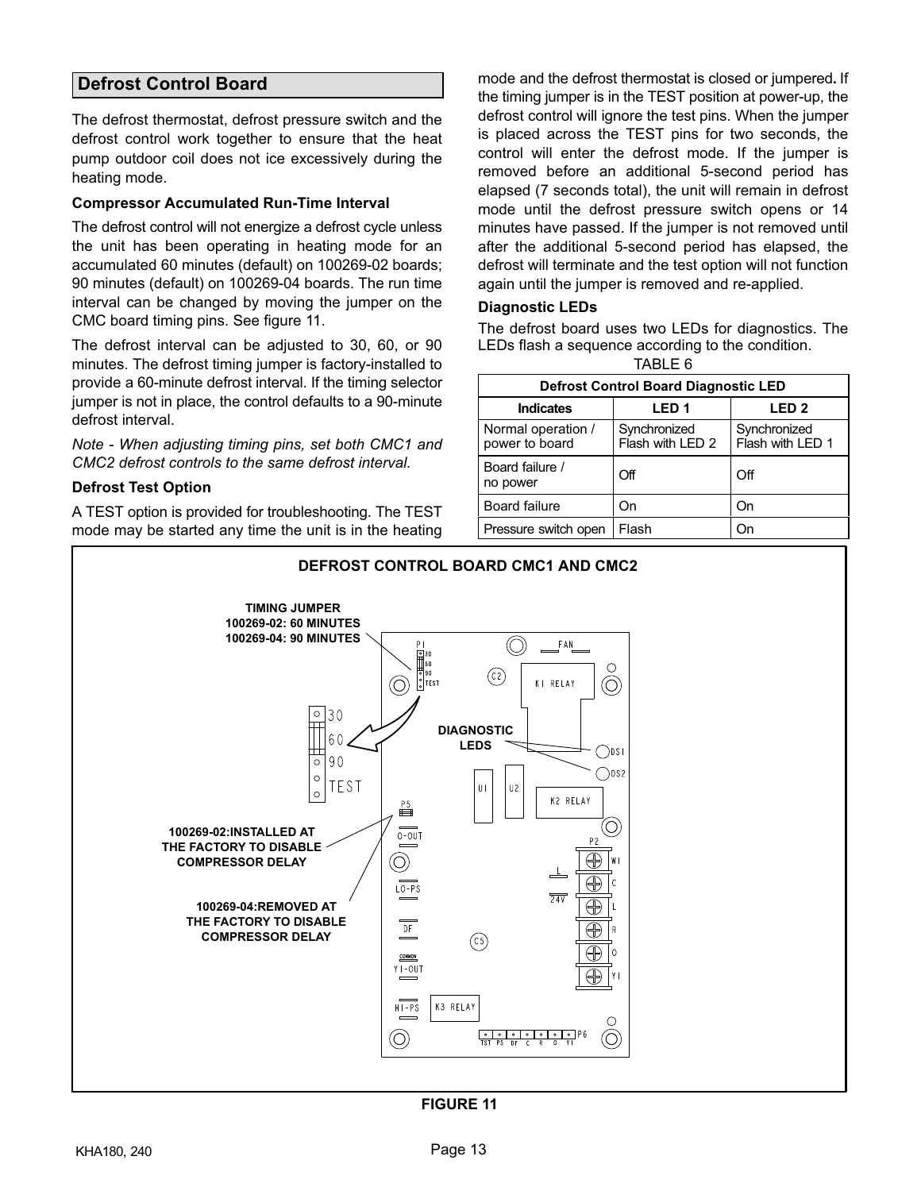## Defrost Control Board

The defrost thermostat, defrost pressure switch and the defrost control work together to ensure that the heat pump outdoor coil does not ice excessively during the heating mode.

### Compressor Accumulated Run-Time Interval

The defrost control will not energize a defrost cycle unless the unit has been operating in heating mode for an accumulated 60 minutes (default) on 100269-02 boards; 90 minutes (default) on 100269-04 boards. The run time interval can be changed by moving the jumper on the CMC board timing pins. See figure 11.

The defrost interval can be adjusted to 30, 60, or 90 minutes. The defrost timing jumper is factory-installed to provide a 60-minute defrost interval. If the timing selector jumper is not in place, the control defaults to a 90-minute defrost interval.

*Note - When adjusting timing pins, set both CMC1 and CMC2 defrost controls to the same defrost interval.*

### Defrost Test Option

A TEST option is provided for troubleshooting. The TEST mode may be started any time the unit is in the heating mode and the defrost thermostat is closed or jumpered**.** If the timing jumper is in the TEST position at power-up, the defrost control will ignore the test pins. When the jumper is placed across the TEST pins for two seconds, the control will enter the defrost mode. If the jumper is removed before an additional 5-second period has elapsed (7 seconds total), the unit will remain in defrost mode until the defrost pressure switch opens or 14 minutes have passed. If the jumper is not removed until after the additional 5-second period has elapsed, the defrost will terminate and the test option will not function again until the jumper is removed and re-applied.

### Diagnostic LEDs

The defrost board uses two LEDs for diagnostics. The LEDs flash a sequence according to the condition.

TABLE 6

**Defrost Control Board Diagnostic LED**

| Indicates | LED 1 | LED 2 |
|---|---|---|
| Normal operation / power to board | Synchronized Flash with LED 2 | Synchronized Flash with LED 1 |
| Board failure / no power | Off | Off |
| Board failure | On | On |
| Pressure switch open | Flash | On |

**DEFROST CONTROL BOARD CMC1 AND CMC2**

TIMING JUMPER
100269-02: 60 MINUTES
100269-04: 90 MINUTES

30 60 90 TEST

DIAGNOSTIC LEDS

100269-02:INSTALLED AT THE FACTORY TO DISABLE COMPRESSOR DELAY

100269-04:REMOVED AT THE FACTORY TO DISABLE COMPRESSOR DELAY

**FIGURE 11**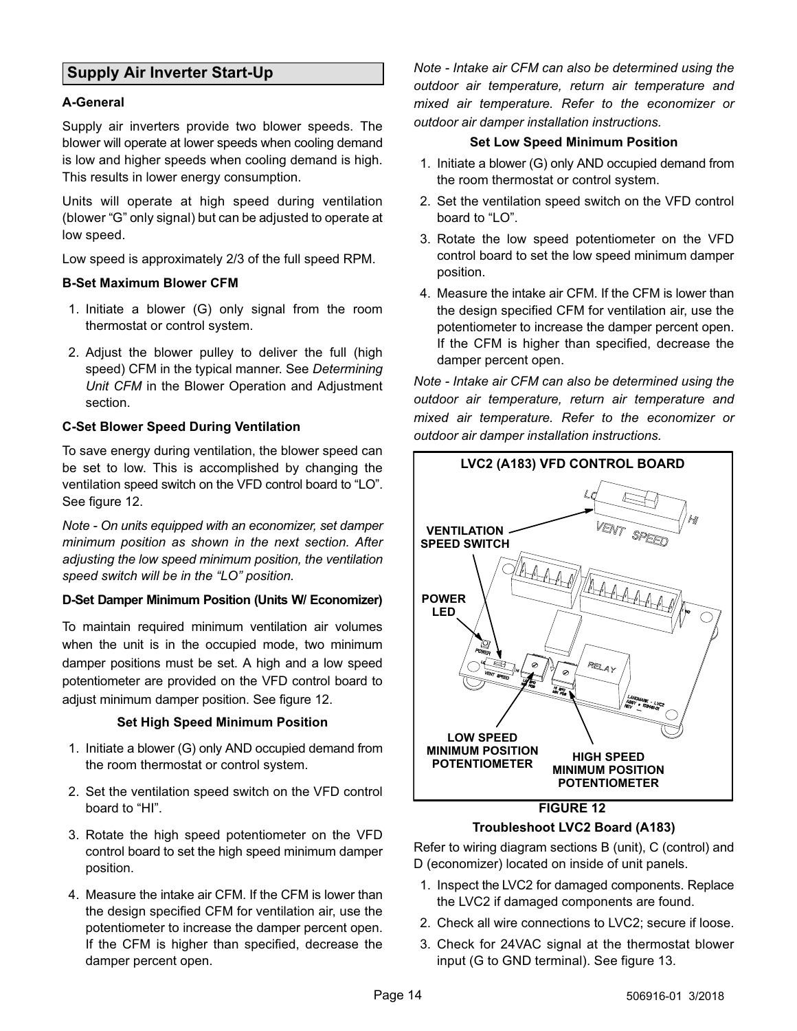## Supply Air Inverter Start-Up

**A-General**

Supply air inverters provide two blower speeds. The blower will operate at lower speeds when cooling demand is low and higher speeds when cooling demand is high. This results in lower energy consumption.

Units will operate at high speed during ventilation (blower "G" only signal) but can be adjusted to operate at low speed.

Low speed is approximately 2/3 of the full speed RPM.

**B-Set Maximum Blower CFM**

1. Initiate a blower (G) only signal from the room thermostat or control system.
2. Adjust the blower pulley to deliver the full (high speed) CFM in the typical manner. See *Determining Unit CFM* in the Blower Operation and Adjustment section.

**C-Set Blower Speed During Ventilation**

To save energy during ventilation, the blower speed can be set to low. This is accomplished by changing the ventilation speed switch on the VFD control board to "LO". See figure 12.

*Note - On units equipped with an economizer, set damper minimum position as shown in the next section. After adjusting the low speed minimum position, the ventilation speed switch will be in the "LO" position.*

**D-Set Damper Minimum Position (Units W/ Economizer)**

To maintain required minimum ventilation air volumes when the unit is in the occupied mode, two minimum damper positions must be set. A high and a low speed potentiometer are provided on the VFD control board to adjust minimum damper position. See figure 12.

**Set High Speed Minimum Position**

1. Initiate a blower (G) only AND occupied demand from the room thermostat or control system.
2. Set the ventilation speed switch on the VFD control board to "HI".
3. Rotate the high speed potentiometer on the VFD control board to set the high speed minimum damper position.
4. Measure the intake air CFM. If the CFM is lower than the design specified CFM for ventilation air, use the potentiometer to increase the damper percent open. If the CFM is higher than specified, decrease the damper percent open.

*Note - Intake air CFM can also be determined using the outdoor air temperature, return air temperature and mixed air temperature. Refer to the economizer or outdoor air damper installation instructions.*

**Set Low Speed Minimum Position**

1. Initiate a blower (G) only AND occupied demand from the room thermostat or control system.
2. Set the ventilation speed switch on the VFD control board to "LO".
3. Rotate the low speed potentiometer on the VFD control board to set the low speed minimum damper position.
4. Measure the intake air CFM. If the CFM is lower than the design specified CFM for ventilation air, use the potentiometer to increase the damper percent open. If the CFM is higher than specified, decrease the damper percent open.

*Note - Intake air CFM can also be determined using the outdoor air temperature, return air temperature and mixed air temperature. Refer to the economizer or outdoor air damper installation instructions.*

**LVC2 (A183) VFD CONTROL BOARD**

VENTILATION SPEED SWITCH

POWER LED

LOW SPEED MINIMUM POSITION POTENTIOMETER

HIGH SPEED MINIMUM POSITION POTENTIOMETER

**FIGURE 12**

**Troubleshoot LVC2 Board (A183)**

Refer to wiring diagram sections B (unit), C (control) and D (economizer) located on inside of unit panels.

1. Inspect the LVC2 for damaged components. Replace the LVC2 if damaged components are found.
2. Check all wire connections to LVC2; secure if loose.
3. Check for 24VAC signal at the thermostat blower input (G to GND terminal). See figure 13.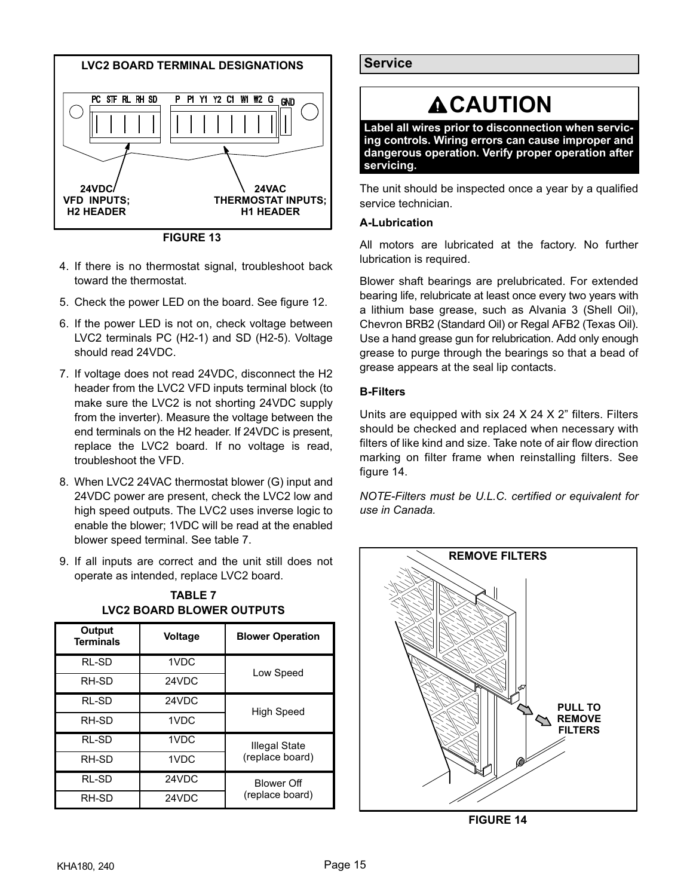**LVC2 BOARD TERMINAL DESIGNATIONS**

PC STF RL RH SD P P1 Y1 Y2 C1 W1 W2 G GND

24VDC VFD INPUTS; H2 HEADER

24VAC THERMOSTAT INPUTS; H1 HEADER

FIGURE 13

4. If there is no thermostat signal, troubleshoot back toward the thermostat.
5. Check the power LED on the board. See figure 12.
6. If the power LED is not on, check voltage between LVC2 terminals PC (H2-1) and SD (H2-5). Voltage should read 24VDC.
7. If voltage does not read 24VDC, disconnect the H2 header from the LVC2 VFD inputs terminal block (to make sure the LVC2 is not shorting 24VDC supply from the inverter). Measure the voltage between the end terminals on the H2 header. If 24VDC is present, replace the LVC2 board. If no voltage is read, troubleshoot the VFD.
8. When LVC2 24VAC thermostat blower (G) input and 24VDC power are present, check the LVC2 low and high speed outputs. The LVC2 uses inverse logic to enable the blower; 1VDC will be read at the enabled blower speed terminal. See table 7.
9. If all inputs are correct and the unit still does not operate as intended, replace LVC2 board.

**TABLE 7**
**LVC2 BOARD BLOWER OUTPUTS**

| Output Terminals | Voltage | Blower Operation |
|---|---|---|
| RL-SD | 1VDC | Low Speed |
| RH-SD | 24VDC | |
| RL-SD | 24VDC | High Speed |
| RH-SD | 1VDC | |
| RL-SD | 1VDC | Illegal State (replace board) |
| RH-SD | 1VDC | |
| RL-SD | 24VDC | Blower Off (replace board) |
| RH-SD | 24VDC | |

## Service

**CAUTION**

**Label all wires prior to disconnection when servicing controls. Wiring errors can cause improper and dangerous operation. Verify proper operation after servicing.**

The unit should be inspected once a year by a qualified service technician.

### A-Lubrication

All motors are lubricated at the factory. No further lubrication is required.

Blower shaft bearings are prelubricated. For extended bearing life, relubricate at least once every two years with a lithium base grease, such as Alvania 3 (Shell Oil), Chevron BRB2 (Standard Oil) or Regal AFB2 (Texas Oil). Use a hand grease gun for relubrication. Add only enough grease to purge through the bearings so that a bead of grease appears at the seal lip contacts.

### B-Filters

Units are equipped with six 24 X 24 X 2” filters. Filters should be checked and replaced when necessary with filters of like kind and size. Take note of air flow direction marking on filter frame when reinstalling filters. See figure 14.

*NOTE-Filters must be U.L.C. certified or equivalent for use in Canada.*

REMOVE FILTERS

PULL TO REMOVE FILTERS

FIGURE 14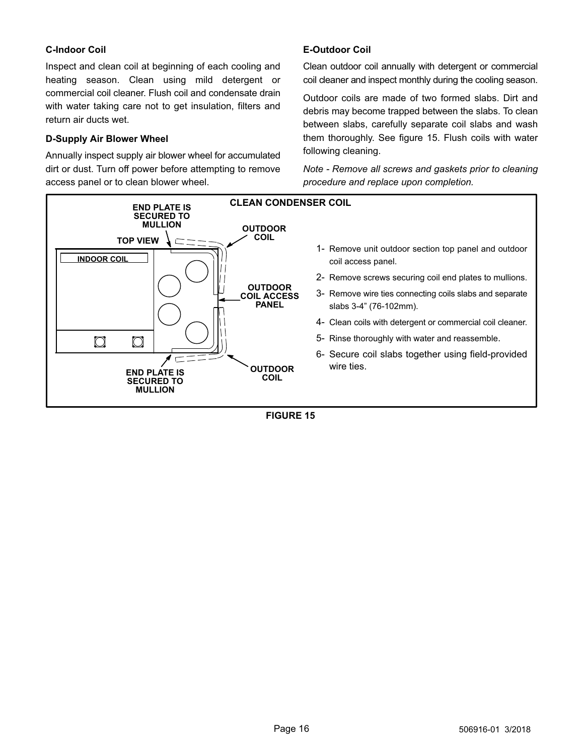### C-Indoor Coil

Inspect and clean coil at beginning of each cooling and heating season. Clean using mild detergent or commercial coil cleaner. Flush coil and condensate drain with water taking care not to get insulation, filters and return air ducts wet.

### D-Supply Air Blower Wheel

Annually inspect supply air blower wheel for accumulated dirt or dust. Turn off power before attempting to remove access panel or to clean blower wheel.

### E-Outdoor Coil

Clean outdoor coil annually with detergent or commercial coil cleaner and inspect monthly during the cooling season.

Outdoor coils are made of two formed slabs. Dirt and debris may become trapped between the slabs. To clean between slabs, carefully separate coil slabs and wash them thoroughly. See figure 15. Flush coils with water following cleaning.

*Note - Remove all screws and gaskets prior to cleaning procedure and replace upon completion.*

**CLEAN CONDENSER COIL**

END PLATE IS SECURED TO MULLION

TOP VIEW

INDOOR COIL

OUTDOOR COIL

OUTDOOR COIL ACCESS PANEL

OUTDOOR COIL

END PLATE IS SECURED TO MULLION

1- Remove unit outdoor section top panel and outdoor coil access panel.
2- Remove screws securing coil end plates to mullions.
3- Remove wire ties connecting coils slabs and separate slabs 3-4” (76-102mm).
4- Clean coils with detergent or commercial coil cleaner.
5- Rinse thoroughly with water and reassemble.
6- Secure coil slabs together using field-provided wire ties.

**FIGURE 15**